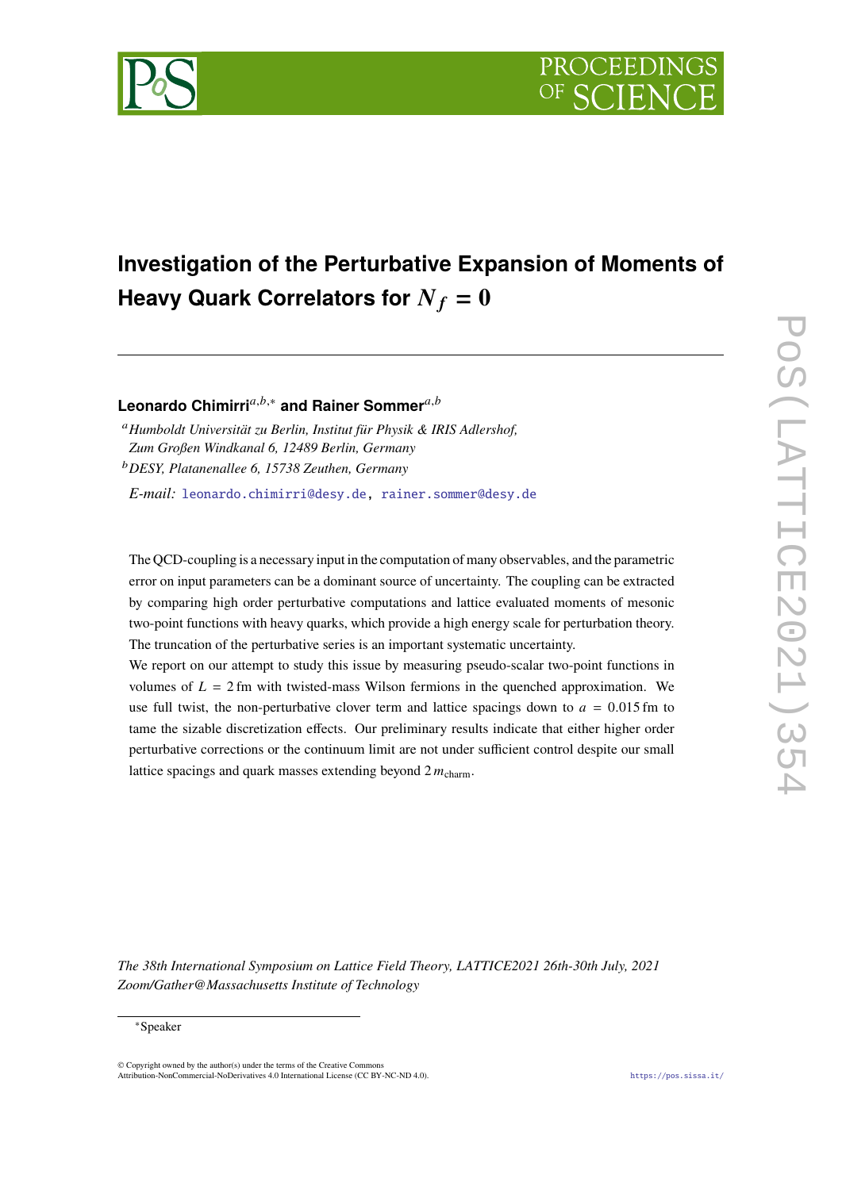# Investigation of the Perturbative Expansion of Moments of Heavy Quark Correlators for $N_f = 0$

**Leonardo Chimirri**[a,b,*] **and Rainer Sommer**[a,b]

[a] *Humboldt Universität zu Berlin, Institut für Physik & IRIS Adlershof, Zum Großen Windkanal 6, 12489 Berlin, Germany*

[b] *DESY, Platanenallee 6, 15738 Zeuthen, Germany*

*E-mail:* leonardo.chimirri@desy.de, rainer.sommer@desy.de

The QCD-coupling is a necessary input in the computation of many observables, and the parametric error on input parameters can be a dominant source of uncertainty. The coupling can be extracted by comparing high order perturbative computations and lattice evaluated moments of mesonic two-point functions with heavy quarks, which provide a high energy scale for perturbation theory. The truncation of the perturbative series is an important systematic uncertainty.

We report on our attempt to study this issue by measuring pseudo-scalar two-point functions in volumes of $L = 2\,\mathrm{fm}$ with twisted-mass Wilson fermions in the quenched approximation. We use full twist, the non-perturbative clover term and lattice spacings down to $a = 0.015\,\mathrm{fm}$ to tame the sizable discretization effects. Our preliminary results indicate that either higher order perturbative corrections or the continuum limit are not under sufficient control despite our small lattice spacings and quark masses extending beyond $2\,m_{\mathrm{charm}}$.

*The 38th International Symposium on Lattice Field Theory, LATTICE2021 26th-30th July, 2021 Zoom/Gather@Massachusetts Institute of Technology*

[*] Speaker

© Copyright owned by the author(s) under the terms of the Creative Commons Attribution-NonCommercial-NoDerivatives 4.0 International License (CC BY-NC-ND 4.0).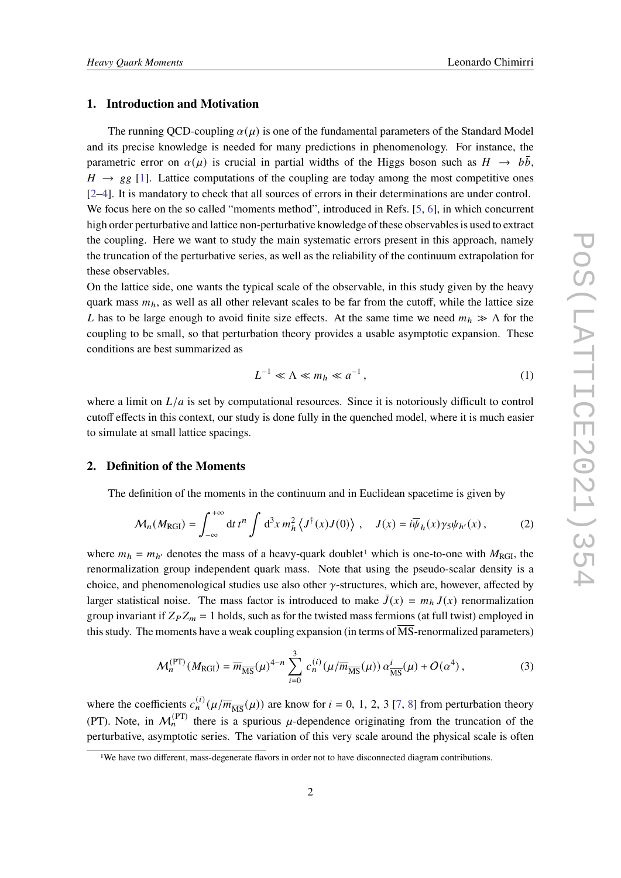## 1. Introduction and Motivation

The running QCD-coupling $\alpha(\mu)$ is one of the fundamental parameters of the Standard Model and its precise knowledge is needed for many predictions in phenomenology. For instance, the parametric error on $\alpha(\mu)$ is crucial in partial widths of the Higgs boson such as $H \to b\bar{b}$, $H \to gg$ [1]. Lattice computations of the coupling are today among the most competitive ones [2–4]. It is mandatory to check that all sources of errors in their determinations are under control. We focus here on the so called "moments method", introduced in Refs. [5, 6], in which concurrent high order perturbative and lattice non-perturbative knowledge of these observables is used to extract the coupling. Here we want to study the main systematic errors present in this approach, namely the truncation of the perturbative series, as well as the reliability of the continuum extrapolation for these observables.

On the lattice side, one wants the typical scale of the observable, in this study given by the heavy quark mass $m_h$, as well as all other relevant scales to be far from the cutoff, while the lattice size $L$ has to be large enough to avoid finite size effects. At the same time we need $m_h \gg \Lambda$ for the coupling to be small, so that perturbation theory provides a usable asymptotic expansion. These conditions are best summarized as

$$L^{-1} \ll \Lambda \ll m_h \ll a^{-1}, \tag{1}$$

where a limit on $L/a$ is set by computational resources. Since it is notoriously difficult to control cutoff effects in this context, our study is done fully in the quenched model, where it is much easier to simulate at small lattice spacings.

## 2. Definition of the Moments

The definition of the moments in the continuum and in Euclidean spacetime is given by

$$\mathcal{M}_n(M_{\text{RGI}}) = \int_{-\infty}^{+\infty} \mathrm{d}t\, t^n \int \mathrm{d}^3x\, m_h^2 \left\langle J^\dagger(x) J(0) \right\rangle, \quad J(x) = i\overline{\psi}_h(x)\gamma_5\psi_{h'}(x), \tag{2}$$

where $m_h = m_{h'}$ denotes the mass of a heavy-quark doublet[1] which is one-to-one with $M_{\text{RGI}}$, the renormalization group independent quark mass. Note that using the pseudo-scalar density is a choice, and phenomenological studies use also other $\gamma$-structures, which are, however, affected by larger statistical noise. The mass factor is introduced to make $\bar{J}(x) = m_h J(x)$ renormalization group invariant if $Z_P Z_m = 1$ holds, such as for the twisted mass fermions (at full twist) employed in this study. The moments have a weak coupling expansion (in terms of $\overline{\text{MS}}$-renormalized parameters)

$$\mathcal{M}_n^{(\text{PT})}(M_{\text{RGI}}) = \overline{m}_{\overline{\text{MS}}}(\mu)^{4-n} \sum_{i=0}^{3} c_n^{(i)}(\mu/\overline{m}_{\overline{\text{MS}}}(\mu))\, \alpha_{\overline{\text{MS}}}^i(\mu) + O(\alpha^4), \tag{3}$$

where the coefficients $c_n^{(i)}(\mu/\overline{m}_{\overline{\text{MS}}}(\mu))$ are know for $i = 0, 1, 2, 3$ [7, 8] from perturbation theory (PT). Note, in $\mathcal{M}_n^{(\text{PT})}$ there is a spurious $\mu$-dependence originating from the truncation of the perturbative, asymptotic series. The variation of this very scale around the physical scale is often

[1] We have two different, mass-degenerate flavors in order not to have disconnected diagram contributions.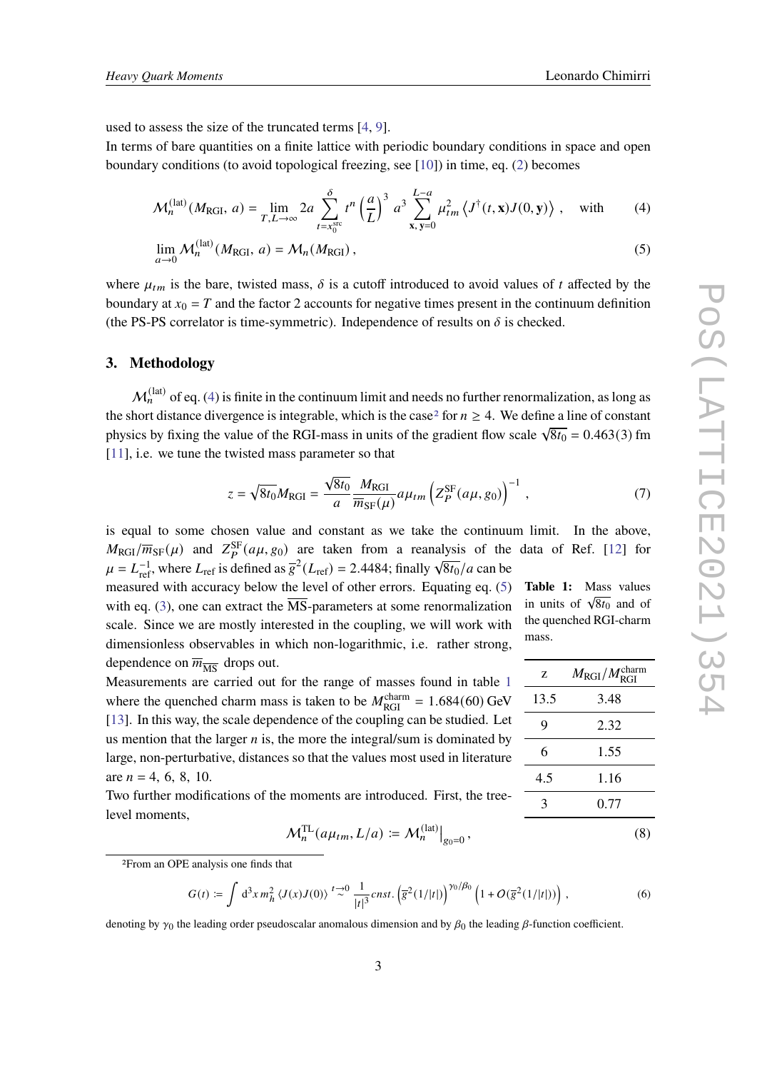used to assess the size of the truncated terms [4, 9].
In terms of bare quantities on a finite lattice with periodic boundary conditions in space and open boundary conditions (to avoid topological freezing, see [10]) in time, eq. (2) becomes

$$\mathcal{M}_n^{(\mathrm{lat})}(M_{\mathrm{RGI}},\, a) = \lim_{T,L\to\infty} 2a \sum_{t=x_0^{\mathrm{src}}}^{\delta} t^n \left(\frac{a}{L}\right)^3 a^3 \sum_{\mathbf{x},\,\mathbf{y}=0}^{L-a} \mu_{tm}^2 \left\langle J^\dagger(t,\mathbf{x}) J(0,\mathbf{y})\right\rangle\,, \quad \text{with} \tag{4}$$

$$\lim_{a\to 0} \mathcal{M}_n^{(\mathrm{lat})}(M_{\mathrm{RGI}},\, a) = \mathcal{M}_n(M_{\mathrm{RGI}})\,, \tag{5}$$

where $\mu_{tm}$ is the bare, twisted mass, $\delta$ is a cutoff introduced to avoid values of $t$ affected by the boundary at $x_0 = T$ and the factor 2 accounts for negative times present in the continuum definition (the PS-PS correlator is time-symmetric). Independence of results on $\delta$ is checked.

## 3. Methodology

$\mathcal{M}_n^{(\mathrm{lat})}$ of eq. (4) is finite in the continuum limit and needs no further renormalization, as long as the short distance divergence is integrable, which is the case[2] for $n \geq 4$. We define a line of constant physics by fixing the value of the RGI-mass in units of the gradient flow scale $\sqrt{8t_0} = 0.463(3)$ fm [11], i.e. we tune the twisted mass parameter so that

$$z = \sqrt{8t_0} M_{\mathrm{RGI}} = \frac{\sqrt{8t_0}}{a} \frac{M_{\mathrm{RGI}}}{\overline{m}_{\mathrm{SF}}(\mu)} a\mu_{tm} \left(Z_P^{\mathrm{SF}}(a\mu, g_0)\right)^{-1}\,, \tag{7}$$

is equal to some chosen value and constant as we take the continuum limit. In the above, $M_{\mathrm{RGI}}/\overline{m}_{\mathrm{SF}}(\mu)$ and $Z_P^{\mathrm{SF}}(a\mu, g_0)$ are taken from a reanalysis of the data of Ref. [12] for $\mu = L_{\mathrm{ref}}^{-1}$, where $L_{\mathrm{ref}}$ is defined as $\bar{g}^2(L_{\mathrm{ref}}) = 2.4484$; finally $\sqrt{8t_0}/a$ can be measured with accuracy below the level of other errors. Equating eq. (5) with eq. (3), one can extract the $\overline{\mathrm{MS}}$-parameters at some renormalization scale. Since we are mostly interested in the coupling, we will work with dimensionless observables in which non-logarithmic, i.e. rather strong, dependence on $\overline{m}_{\overline{\mathrm{MS}}}$ drops out.

Measurements are carried out for the range of masses found in table 1 where the quenched charm mass is taken to be $M_{\mathrm{RGI}}^{\mathrm{charm}} = 1.684(60)$ GeV [13]. In this way, the scale dependence of the coupling can be studied. Let us mention that the larger $n$ is, the more the integral/sum is dominated by large, non-perturbative, distances so that the values most used in literature are $n = 4,\ 6,\ 8,\ 10$.

**Table 1:** Mass values in units of $\sqrt{8t_0}$ and of the quenched RGI-charm mass.

| z | $M_{\mathrm{RGI}}/M_{\mathrm{RGI}}^{\mathrm{charm}}$ |
|---|---|
| 13.5 | 3.48 |
| 9 | 2.32 |
| 6 | 1.55 |
| 4.5 | 1.16 |
| 3 | 0.77 |

Two further modifications of the moments are introduced. First, the tree-level moments,

$$\mathcal{M}_n^{\mathrm{TL}}(a\mu_{tm}, L/a) := \mathcal{M}_n^{(\mathrm{lat})}\Big|_{g_0=0}\,, \tag{8}$$

[2] From an OPE analysis one finds that

$$G(t) := \int \mathrm{d}^3x\, m_h^2 \,\langle J(x) J(0)\rangle \overset{t\to 0}{\sim} \frac{1}{|t|^3} cnst. \left(\bar{g}^2(1/|t|)\right)^{\gamma_0/\beta_0} \left(1 + O(\bar{g}^2(1/|t|))\right)\,, \tag{6}$$

denoting by $\gamma_0$ the leading order pseudoscalar anomalous dimension and by $\beta_0$ the leading $\beta$-function coefficient.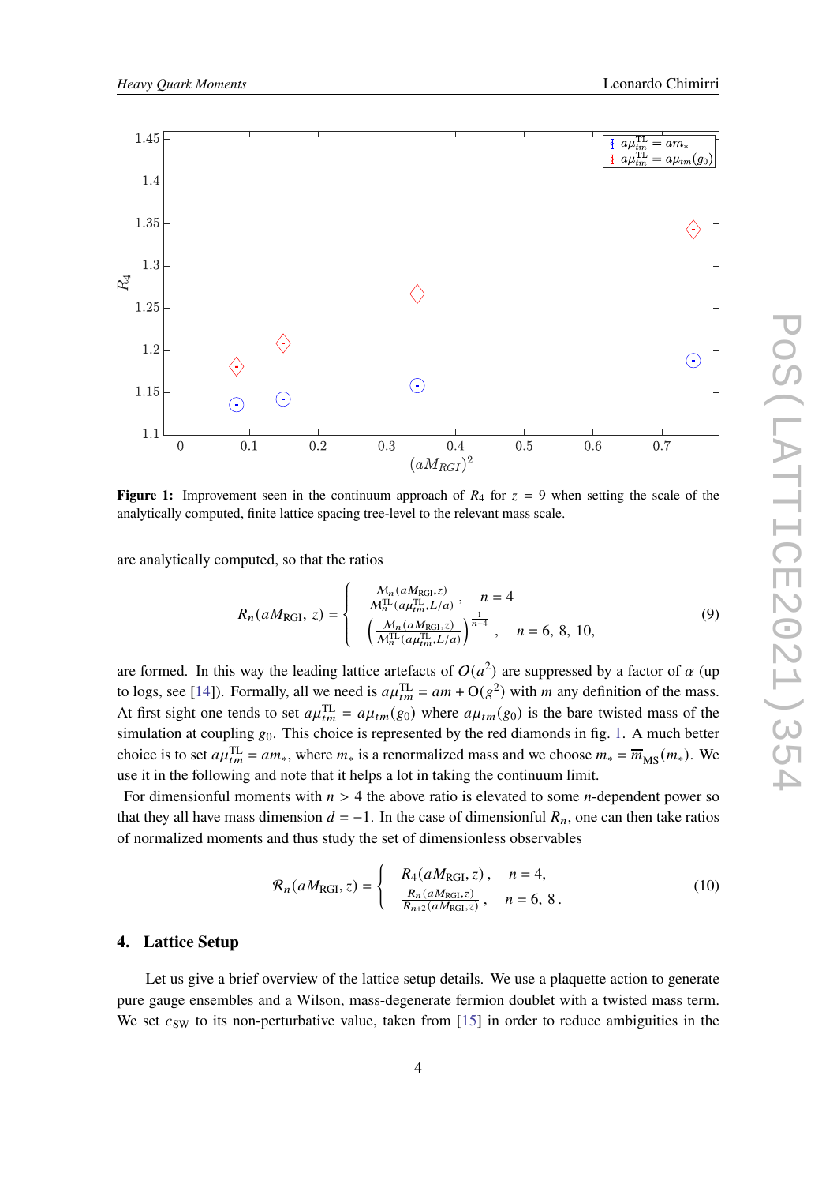**Figure 1:** Improvement seen in the continuum approach of $R_4$ for $z = 9$ when setting the scale of the analytically computed, finite lattice spacing tree-level to the relevant mass scale.

are analytically computed, so that the ratios

$$
R_n(aM_{\mathrm{RGI}}, z) = \begin{cases} \frac{\mathcal{M}_n(aM_{\mathrm{RGI}},z)}{\mathcal{M}_n^{\mathrm{TL}}(a\mu_{tm}^{\mathrm{TL}},L/a)}, & n = 4 \\ \left(\frac{\mathcal{M}_n(aM_{\mathrm{RGI}},z)}{\mathcal{M}_n^{\mathrm{TL}}(a\mu_{tm}^{\mathrm{TL}},L/a)}\right)^{\frac{1}{n-4}}, & n = 6,\ 8,\ 10, \end{cases} \tag{9}
$$

are formed. In this way the leading lattice artefacts of $O(a^2)$ are suppressed by a factor of $\alpha$ (up to logs, see [14]). Formally, all we need is $a\mu_{tm}^{\mathrm{TL}} = am + \mathrm{O}(g^2)$ with $m$ any definition of the mass. At first sight one tends to set $a\mu_{tm}^{\mathrm{TL}} = a\mu_{tm}(g_0)$ where $a\mu_{tm}(g_0)$ is the bare twisted mass of the simulation at coupling $g_0$. This choice is represented by the red diamonds in fig. 1. A much better choice is to set $a\mu_{tm}^{\mathrm{TL}} = am_*$, where $m_*$ is a renormalized mass and we choose $m_* = \overline{m}_{\overline{\mathrm{MS}}}(m_*)$. We use it in the following and note that it helps a lot in taking the continuum limit.

For dimensionful moments with $n > 4$ the above ratio is elevated to some $n$-dependent power so that they all have mass dimension $d = -1$. In the case of dimensionful $R_n$, one can then take ratios of normalized moments and thus study the set of dimensionless observables

$$
\mathcal{R}_n(aM_{\mathrm{RGI}}, z) = \begin{cases} R_4(aM_{\mathrm{RGI}}, z), & n = 4, \\ \frac{R_n(aM_{\mathrm{RGI}},z)}{R_{n+2}(aM_{\mathrm{RGI}},z)}, & n = 6,\ 8. \end{cases} \tag{10}
$$

## 4. Lattice Setup

Let us give a brief overview of the lattice setup details. We use a plaquette action to generate pure gauge ensembles and a Wilson, mass-degenerate fermion doublet with a twisted mass term. We set $c_{\mathrm{SW}}$ to its non-perturbative value, taken from [15] in order to reduce ambiguities in the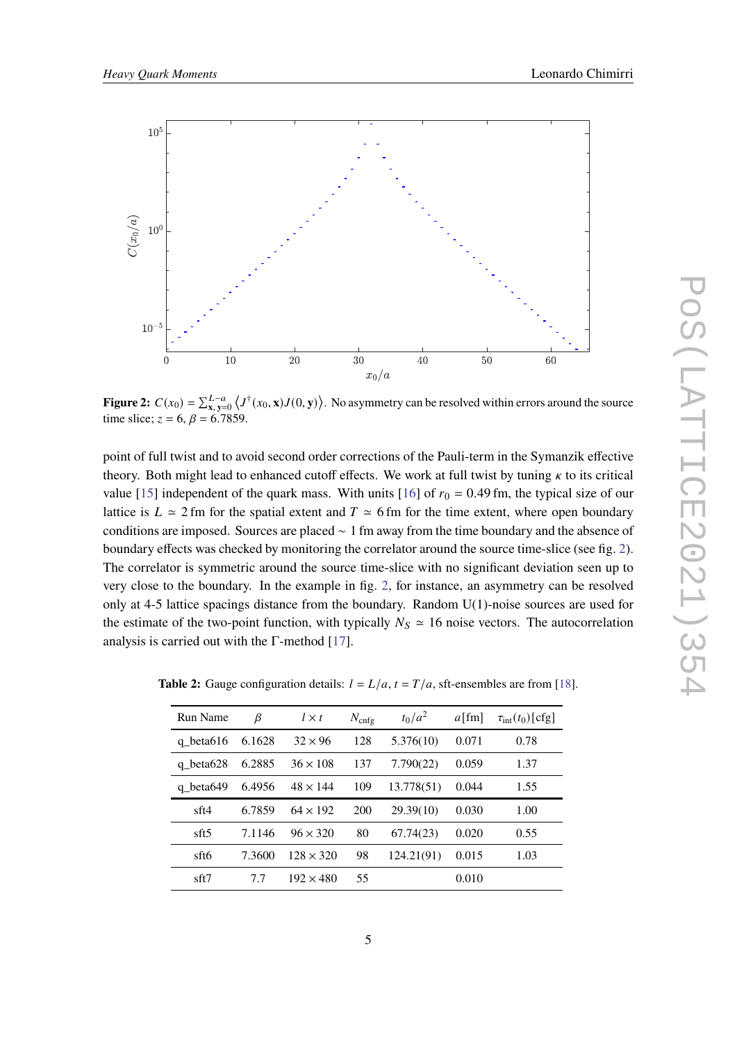**Figure 2:** $C(x_0) = \sum_{\mathbf{x},\mathbf{y}=0}^{L-a} \langle J^\dagger(x_0, \mathbf{x}) J(0, \mathbf{y}) \rangle$. No asymmetry can be resolved within errors around the source time slice; $z = 6$, $\beta = 6.7859$.

point of full twist and to avoid second order corrections of the Pauli-term in the Symanzik effective theory. Both might lead to enhanced cutoff effects. We work at full twist by tuning $\kappa$ to its critical value [15] independent of the quark mass. With units [16] of $r_0 = 0.49$ fm, the typical size of our lattice is $L \simeq 2$ fm for the spatial extent and $T \simeq 6$ fm for the time extent, where open boundary conditions are imposed. Sources are placed $\sim 1$ fm away from the time boundary and the absence of boundary effects was checked by monitoring the correlator around the source time-slice (see fig. 2). The correlator is symmetric around the source time-slice with no significant deviation seen up to very close to the boundary. In the example in fig. 2, for instance, an asymmetry can be resolved only at 4-5 lattice spacings distance from the boundary. Random U(1)-noise sources are used for the estimate of the two-point function, with typically $N_S \simeq 16$ noise vectors. The autocorrelation analysis is carried out with the Γ-method [17].

**Table 2:** Gauge configuration details: $l = L/a$, $t = T/a$, sft-ensembles are from [18].

| Run Name | $\beta$ | $l \times t$ | $N_{\text{cnfg}}$ | $t_0/a^2$ | $a$[fm] | $\tau_{\text{int}}(t_0)$[cfg] |
|---|---|---|---|---|---|---|
| q_beta616 | 6.1628 | $32 \times 96$ | 128 | 5.376(10) | 0.071 | 0.78 |
| q_beta628 | 6.2885 | $36 \times 108$ | 137 | 7.790(22) | 0.059 | 1.37 |
| q_beta649 | 6.4956 | $48 \times 144$ | 109 | 13.778(51) | 0.044 | 1.55 |
| sft4 | 6.7859 | $64 \times 192$ | 200 | 29.39(10) | 0.030 | 1.00 |
| sft5 | 7.1146 | $96 \times 320$ | 80 | 67.74(23) | 0.020 | 0.55 |
| sft6 | 7.3600 | $128 \times 320$ | 98 | 124.21(91) | 0.015 | 1.03 |
| sft7 | 7.7 | $192 \times 480$ | 55 | | 0.010 | |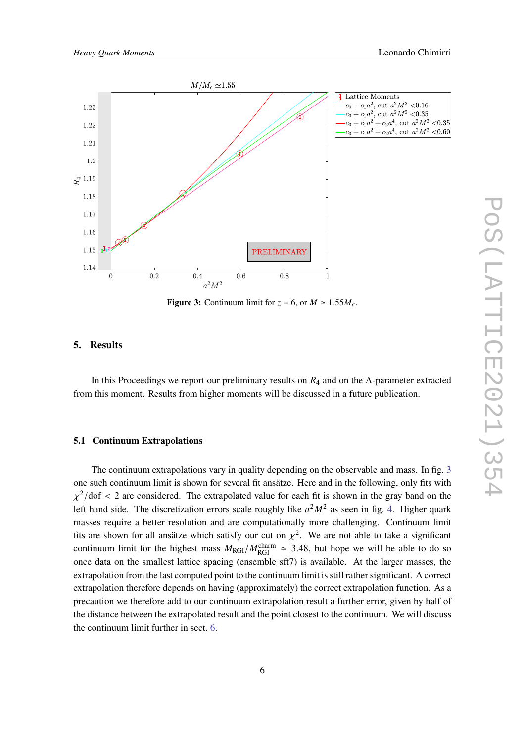**Figure 3:** Continuum limit for $z = 6$, or $M \simeq 1.55 M_c$.

## 5. Results

In this Proceedings we report our preliminary results on $R_4$ and on the $\Lambda$-parameter extracted from this moment. Results from higher moments will be discussed in a future publication.

### 5.1 Continuum Extrapolations

The continuum extrapolations vary in quality depending on the observable and mass. In fig. 3 one such continuum limit is shown for several fit ansätze. Here and in the following, only fits with $\chi^2/\text{dof} < 2$ are considered. The extrapolated value for each fit is shown in the gray band on the left hand side. The discretization errors scale roughly like $a^2 M^2$ as seen in fig. 4. Higher quark masses require a better resolution and are computationally more challenging. Continuum limit fits are shown for all ansätze which satisfy our cut on $\chi^2$. We are not able to take a significant continuum limit for the highest mass $M_{\text{RGI}}/M_{\text{RGI}}^{\text{charm}} \simeq 3.48$, but hope we will be able to do so once data on the smallest lattice spacing (ensemble sft7) is available. At the larger masses, the extrapolation from the last computed point to the continuum limit is still rather significant. A correct extrapolation therefore depends on having (approximately) the correct extrapolation function. As a precaution we therefore add to our continuum extrapolation result a further error, given by half of the distance between the extrapolated result and the point closest to the continuum. We will discuss the continuum limit further in sect. 6.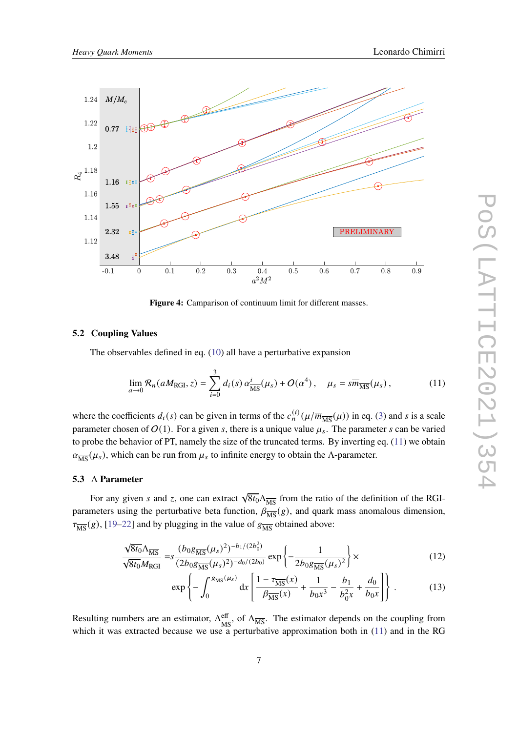**Figure 4:** Camparison of continuum limit for different masses.

### 5.2 Coupling Values

The observables defined in eq. (10) all have a perturbative expansion

$$\lim_{a\to 0} \mathcal{R}_n(aM_{\rm RGI}, z) = \sum_{i=0}^{3} d_i(s)\, \alpha^i_{\overline{\rm MS}}(\mu_s) + O(\alpha^4)\,, \quad \mu_s = s\overline{m}_{\overline{\rm MS}}(\mu_s)\,, \tag{11}$$

where the coefficients $d_i(s)$ can be given in terms of the $c_n^{(i)}(\mu/\overline{m}_{\overline{\rm MS}}(\mu))$ in eq. (3) and $s$ is a scale parameter chosen of $O(1)$. For a given $s$, there is a unique value $\mu_s$. The parameter $s$ can be varied to probe the behavior of PT, namely the size of the truncated terms. By inverting eq. (11) we obtain $\alpha_{\overline{\rm MS}}(\mu_s)$, which can be run from $\mu_s$ to infinite energy to obtain the $\Lambda$-parameter.

### 5.3 $\Lambda$ Parameter

For any given $s$ and $z$, one can extract $\sqrt{8t_0}\Lambda_{\overline{\rm MS}}$ from the ratio of the definition of the RGI-parameters using the perturbative beta function, $\beta_{\overline{\rm MS}}(g)$, and quark mass anomalous dimension, $\tau_{\overline{\rm MS}}(g)$, [19–22] and by plugging in the value of $g_{\overline{\rm MS}}$ obtained above:

$$\frac{\sqrt{8t_0}\Lambda_{\overline{\rm MS}}}{\sqrt{8t_0}M_{\rm RGI}} =_s \frac{(b_0 g_{\overline{\rm MS}}(\mu_s)^2)^{-b_1/(2b_0^2)}}{(2b_0 g_{\overline{\rm MS}}(\mu_s)^2)^{-d_0/(2b_0)}} \exp\left\{-\frac{1}{2b_0 g_{\overline{\rm MS}}(\mu_s)^2}\right\} \times \tag{12}$$

$$\exp\left\{-\int_0^{g_{\overline{\rm MS}}(\mu_s)} {\rm d}x \left[\frac{1-\tau_{\overline{\rm MS}}(x)}{\beta_{\overline{\rm MS}}(x)} + \frac{1}{b_0 x^3} - \frac{b_1}{b_0^2 x} + \frac{d_0}{b_0 x}\right]\right\}\,. \tag{13}$$

Resulting numbers are an estimator, $\Lambda^{\rm eff}_{\overline{\rm MS}}$, of $\Lambda_{\overline{\rm MS}}$. The estimator depends on the coupling from which it was extracted because we use a perturbative approximation both in (11) and in the RG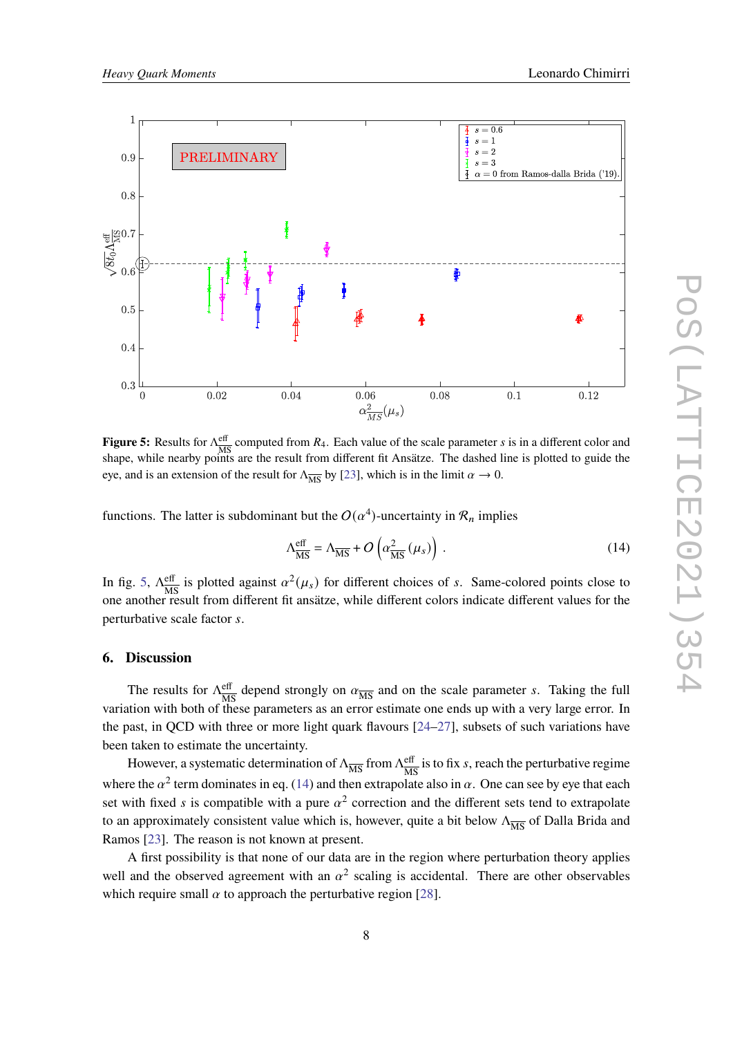**Figure 5:** Results for $\Lambda^{\text{eff}}_{\overline{\text{MS}}}$ computed from $R_4$. Each value of the scale parameter $s$ is in a different color and shape, while nearby points are the result from different fit Ansätze. The dashed line is plotted to guide the eye, and is an extension of the result for $\Lambda_{\overline{\text{MS}}}$ by [23], which is in the limit $\alpha \to 0$.

functions. The latter is subdominant but the $O(\alpha^4)$-uncertainty in $\mathcal{R}_n$ implies

$$\Lambda^{\text{eff}}_{\overline{\text{MS}}} = \Lambda_{\overline{\text{MS}}} + O\left(\alpha^2_{\overline{\text{MS}}}(\mu_s)\right) . \tag{14}$$

In fig. 5, $\Lambda^{\text{eff}}_{\overline{\text{MS}}}$ is plotted against $\alpha^2(\mu_s)$ for different choices of $s$. Same-colored points close to one another result from different fit ansätze, while different colors indicate different values for the perturbative scale factor $s$.

## 6. Discussion

The results for $\Lambda^{\text{eff}}_{\overline{\text{MS}}}$ depend strongly on $\alpha_{\overline{\text{MS}}}$ and on the scale parameter $s$. Taking the full variation with both of these parameters as an error estimate one ends up with a very large error. In the past, in QCD with three or more light quark flavours [24–27], subsets of such variations have been taken to estimate the uncertainty.

However, a systematic determination of $\Lambda_{\overline{\text{MS}}}$ from $\Lambda^{\text{eff}}_{\overline{\text{MS}}}$ is to fix $s$, reach the perturbative regime where the $\alpha^2$ term dominates in eq. (14) and then extrapolate also in $\alpha$. One can see by eye that each set with fixed $s$ is compatible with a pure $\alpha^2$ correction and the different sets tend to extrapolate to an approximately consistent value which is, however, quite a bit below $\Lambda_{\overline{\text{MS}}}$ of Dalla Brida and Ramos [23]. The reason is not known at present.

A first possibility is that none of our data are in the region where perturbation theory applies well and the observed agreement with an $\alpha^2$ scaling is accidental. There are other observables which require small $\alpha$ to approach the perturbative region [28].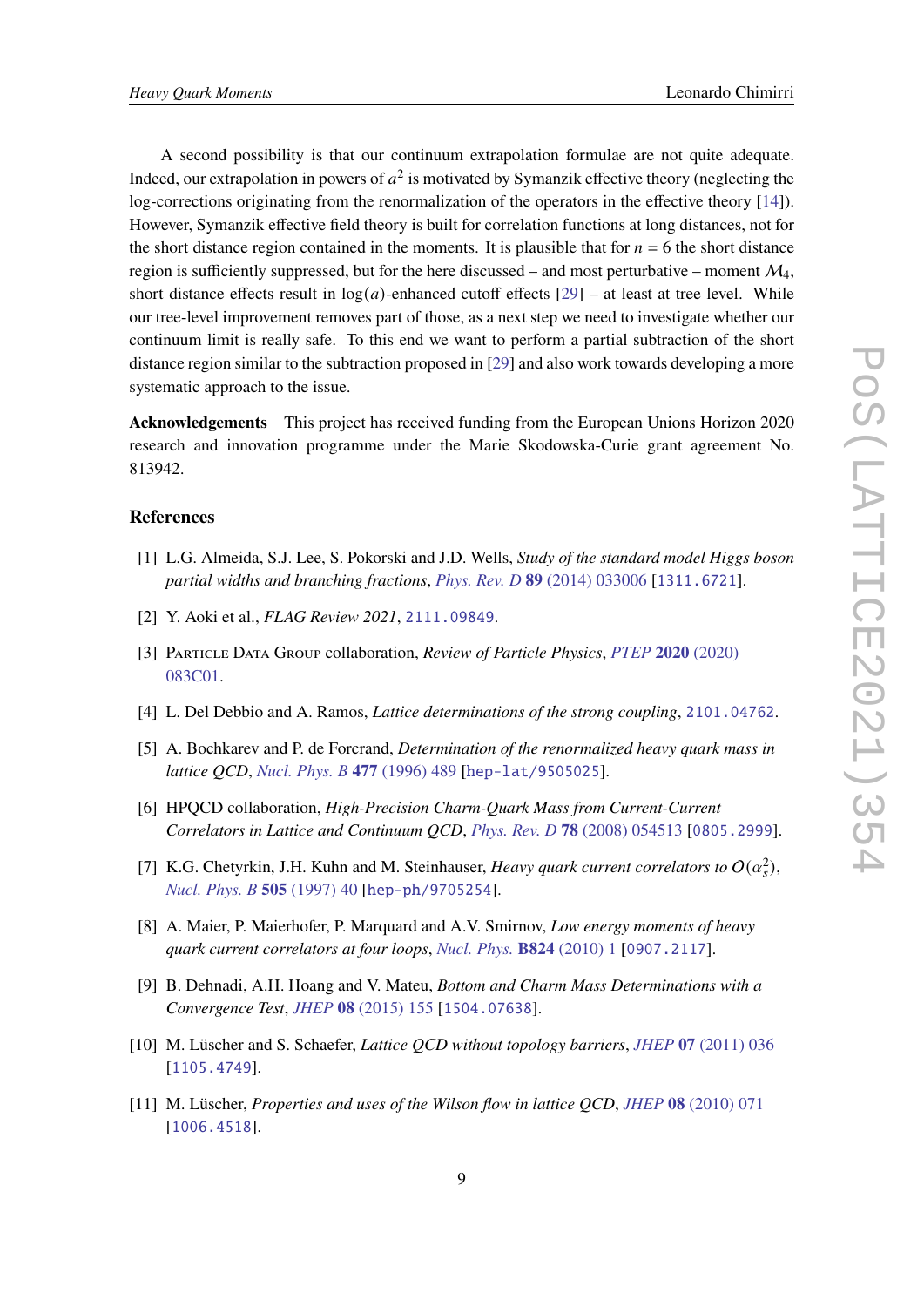A second possibility is that our continuum extrapolation formulae are not quite adequate. Indeed, our extrapolation in powers of $a^2$ is motivated by Symanzik effective theory (neglecting the log-corrections originating from the renormalization of the operators in the effective theory [14]). However, Symanzik effective field theory is built for correlation functions at long distances, not for the short distance region contained in the moments. It is plausible that for $n = 6$ the short distance region is sufficiently suppressed, but for the here discussed – and most perturbative – moment $\mathcal{M}_4$, short distance effects result in $\log(a)$-enhanced cutoff effects [29] – at least at tree level. While our tree-level improvement removes part of those, as a next step we need to investigate whether our continuum limit is really safe. To this end we want to perform a partial subtraction of the short distance region similar to the subtraction proposed in [29] and also work towards developing a more systematic approach to the issue.

**Acknowledgements** This project has received funding from the European Unions Horizon 2020 research and innovation programme under the Marie Skodowska-Curie grant agreement No. 813942.

## References

[1] L.G. Almeida, S.J. Lee, S. Pokorski and J.D. Wells, *Study of the standard model Higgs boson partial widths and branching fractions*, *Phys. Rev. D* **89** (2014) 033006 [1311.6721].

[2] Y. Aoki et al., *FLAG Review 2021*, 2111.09849.

[3] Particle Data Group collaboration, *Review of Particle Physics*, *PTEP* **2020** (2020) 083C01.

[4] L. Del Debbio and A. Ramos, *Lattice determinations of the strong coupling*, 2101.04762.

[5] A. Bochkarev and P. de Forcrand, *Determination of the renormalized heavy quark mass in lattice QCD*, *Nucl. Phys. B* **477** (1996) 489 [hep-lat/9505025].

[6] HPQCD collaboration, *High-Precision Charm-Quark Mass from Current-Current Correlators in Lattice and Continuum QCD*, *Phys. Rev. D* **78** (2008) 054513 [0805.2999].

[7] K.G. Chetyrkin, J.H. Kuhn and M. Steinhauser, *Heavy quark current correlators to $O(\alpha_s^2)$*, *Nucl. Phys. B* **505** (1997) 40 [hep-ph/9705254].

[8] A. Maier, P. Maierhofer, P. Marquard and A.V. Smirnov, *Low energy moments of heavy quark current correlators at four loops*, *Nucl. Phys.* **B824** (2010) 1 [0907.2117].

[9] B. Dehnadi, A.H. Hoang and V. Mateu, *Bottom and Charm Mass Determinations with a Convergence Test*, *JHEP* **08** (2015) 155 [1504.07638].

[10] M. Lüscher and S. Schaefer, *Lattice QCD without topology barriers*, *JHEP* **07** (2011) 036 [1105.4749].

[11] M. Lüscher, *Properties and uses of the Wilson flow in lattice QCD*, *JHEP* **08** (2010) 071 [1006.4518].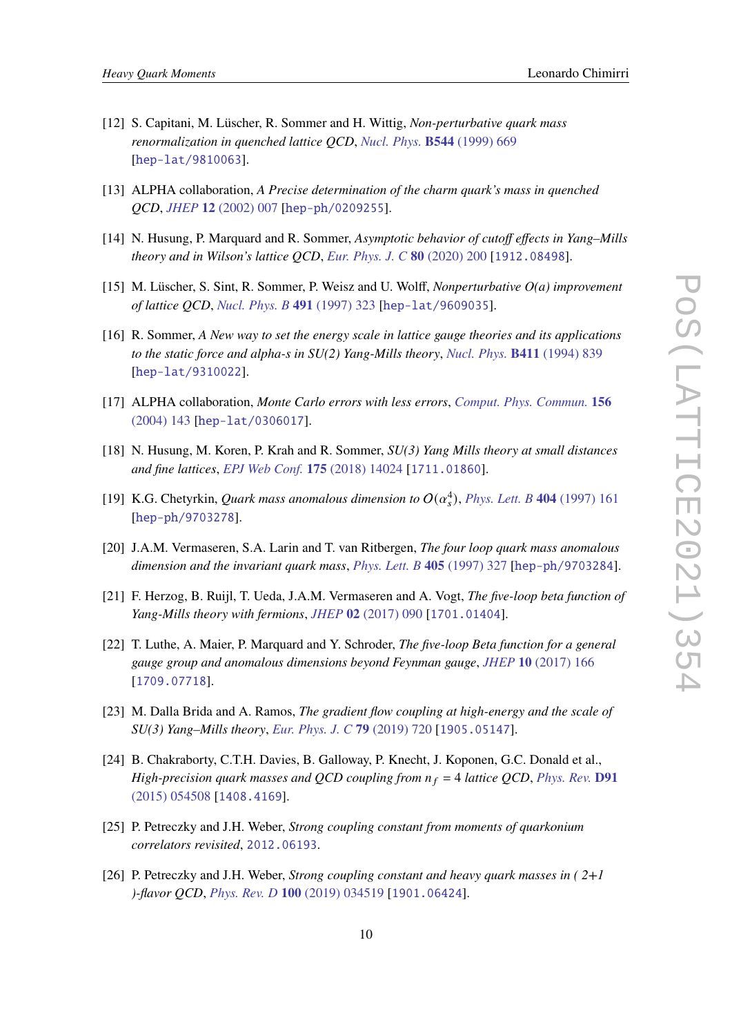[12] S. Capitani, M. Lüscher, R. Sommer and H. Wittig, *Non-perturbative quark mass renormalization in quenched lattice QCD*, *Nucl. Phys.* **B544** (1999) 669 [hep-lat/9810063].

[13] ALPHA collaboration, *A Precise determination of the charm quark's mass in quenched QCD*, *JHEP* **12** (2002) 007 [hep-ph/0209255].

[14] N. Husung, P. Marquard and R. Sommer, *Asymptotic behavior of cutoff effects in Yang–Mills theory and in Wilson's lattice QCD*, *Eur. Phys. J. C* **80** (2020) 200 [1912.08498].

[15] M. Lüscher, S. Sint, R. Sommer, P. Weisz and U. Wolff, *Nonperturbative O(a) improvement of lattice QCD*, *Nucl. Phys. B* **491** (1997) 323 [hep-lat/9609035].

[16] R. Sommer, *A New way to set the energy scale in lattice gauge theories and its applications to the static force and alpha-s in SU(2) Yang-Mills theory*, *Nucl. Phys.* **B411** (1994) 839 [hep-lat/9310022].

[17] ALPHA collaboration, *Monte Carlo errors with less errors*, *Comput. Phys. Commun.* **156** (2004) 143 [hep-lat/0306017].

[18] N. Husung, M. Koren, P. Krah and R. Sommer, *SU(3) Yang Mills theory at small distances and fine lattices*, *EPJ Web Conf.* **175** (2018) 14024 [1711.01860].

[19] K.G. Chetyrkin, *Quark mass anomalous dimension to $O(\alpha_s^4)$*, *Phys. Lett. B* **404** (1997) 161 [hep-ph/9703278].

[20] J.A.M. Vermaseren, S.A. Larin and T. van Ritbergen, *The four loop quark mass anomalous dimension and the invariant quark mass*, *Phys. Lett. B* **405** (1997) 327 [hep-ph/9703284].

[21] F. Herzog, B. Ruijl, T. Ueda, J.A.M. Vermaseren and A. Vogt, *The five-loop beta function of Yang-Mills theory with fermions*, *JHEP* **02** (2017) 090 [1701.01404].

[22] T. Luthe, A. Maier, P. Marquard and Y. Schroder, *The five-loop Beta function for a general gauge group and anomalous dimensions beyond Feynman gauge*, *JHEP* **10** (2017) 166 [1709.07718].

[23] M. Dalla Brida and A. Ramos, *The gradient flow coupling at high-energy and the scale of SU(3) Yang–Mills theory*, *Eur. Phys. J. C* **79** (2019) 720 [1905.05147].

[24] B. Chakraborty, C.T.H. Davies, B. Galloway, P. Knecht, J. Koponen, G.C. Donald et al., *High-precision quark masses and QCD coupling from $n_f = 4$ lattice QCD*, *Phys. Rev.* **D91** (2015) 054508 [1408.4169].

[25] P. Petreczky and J.H. Weber, *Strong coupling constant from moments of quarkonium correlators revisited*, 2012.06193.

[26] P. Petreczky and J.H. Weber, *Strong coupling constant and heavy quark masses in ( 2+1 )-flavor QCD*, *Phys. Rev. D* **100** (2019) 034519 [1901.06424].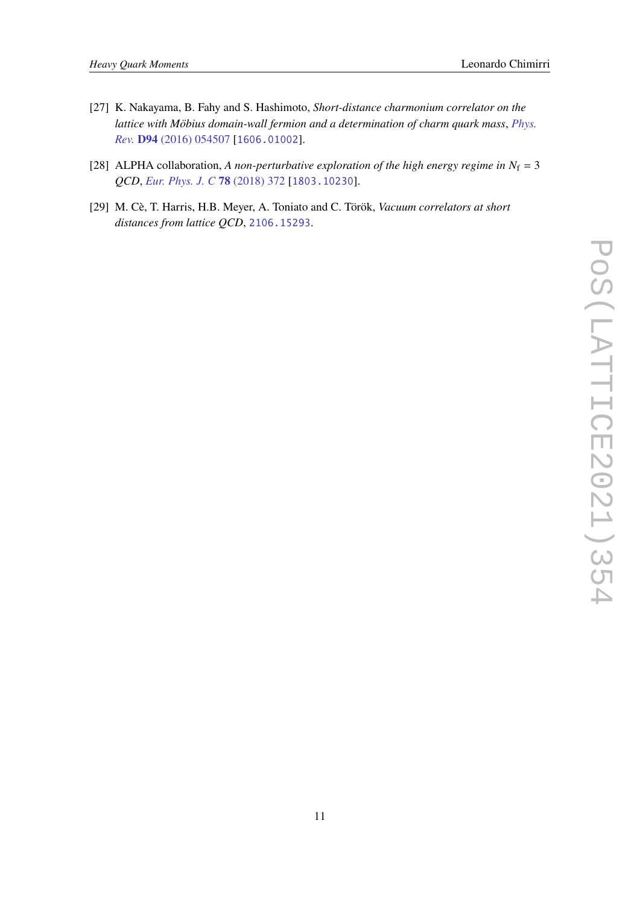[27] K. Nakayama, B. Fahy and S. Hashimoto, *Short-distance charmonium correlator on the lattice with Möbius domain-wall fermion and a determination of charm quark mass*, *Phys. Rev.* **D94** (2016) 054507 [1606.01002].

[28] ALPHA collaboration, *A non-perturbative exploration of the high energy regime in $N_f = 3$ QCD*, *Eur. Phys. J. C* **78** (2018) 372 [1803.10230].

[29] M. Cè, T. Harris, H.B. Meyer, A. Toniato and C. Török, *Vacuum correlators at short distances from lattice QCD*, 2106.15293.